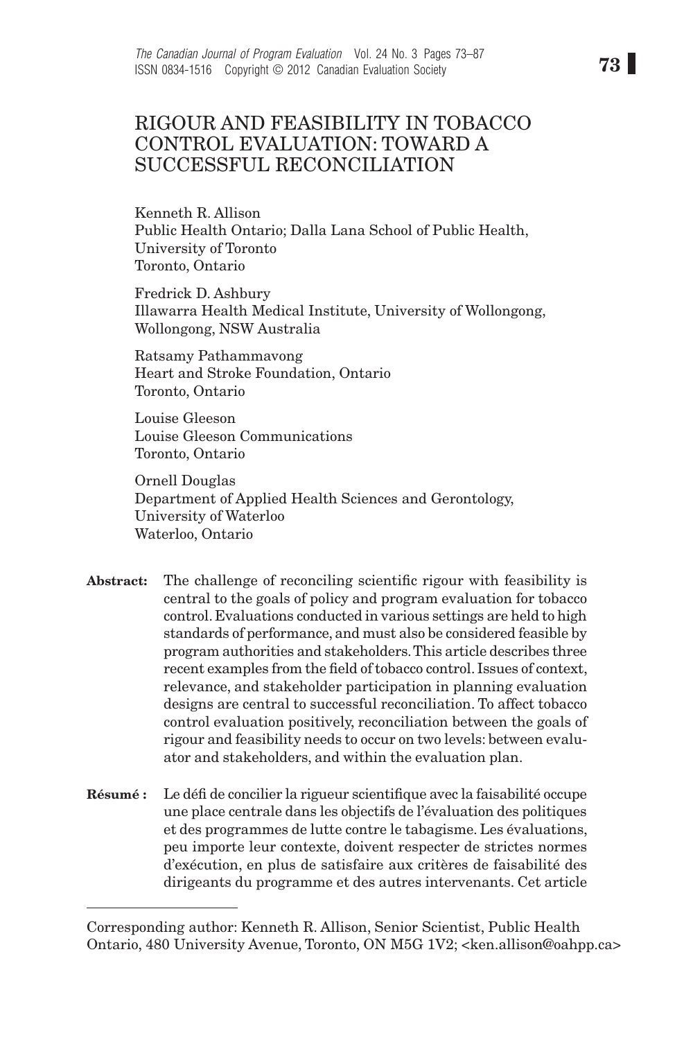# RIGOUR AND FEASIBILITY IN TOBACCO CONTROL EVALUATION: TOWARD A SUCCESSFUL RECONCILIATION

Kenneth R. Allison
Public Health Ontario; Dalla Lana School of Public Health, University of Toronto
Toronto, Ontario

Fredrick D. Ashbury
Illawarra Health Medical Institute, University of Wollongong, Wollongong, NSW Australia

Ratsamy Pathammavong
Heart and Stroke Foundation, Ontario
Toronto, Ontario

Louise Gleeson
Louise Gleeson Communications
Toronto, Ontario

Ornell Douglas
Department of Applied Health Sciences and Gerontology, University of Waterloo
Waterloo, Ontario

**Abstract:** The challenge of reconciling scientific rigour with feasibility is central to the goals of policy and program evaluation for tobacco control. Evaluations conducted in various settings are held to high standards of performance, and must also be considered feasible by program authorities and stakeholders. This article describes three recent examples from the field of tobacco control. Issues of context, relevance, and stakeholder participation in planning evaluation designs are central to successful reconciliation. To affect tobacco control evaluation positively, reconciliation between the goals of rigour and feasibility needs to occur on two levels: between evaluator and stakeholders, and within the evaluation plan.

**Résumé :** Le défi de concilier la rigueur scientifique avec la faisabilité occupe une place centrale dans les objectifs de l'évaluation des politiques et des programmes de lutte contre le tabagisme. Les évaluations, peu importe leur contexte, doivent respecter de strictes normes d'exécution, en plus de satisfaire aux critères de faisabilité des dirigeants du programme et des autres intervenants. Cet article

---

Corresponding author: Kenneth R. Allison, Senior Scientist, Public Health Ontario, 480 University Avenue, Toronto, ON M5G 1V2; <ken.allison@oahpp.ca>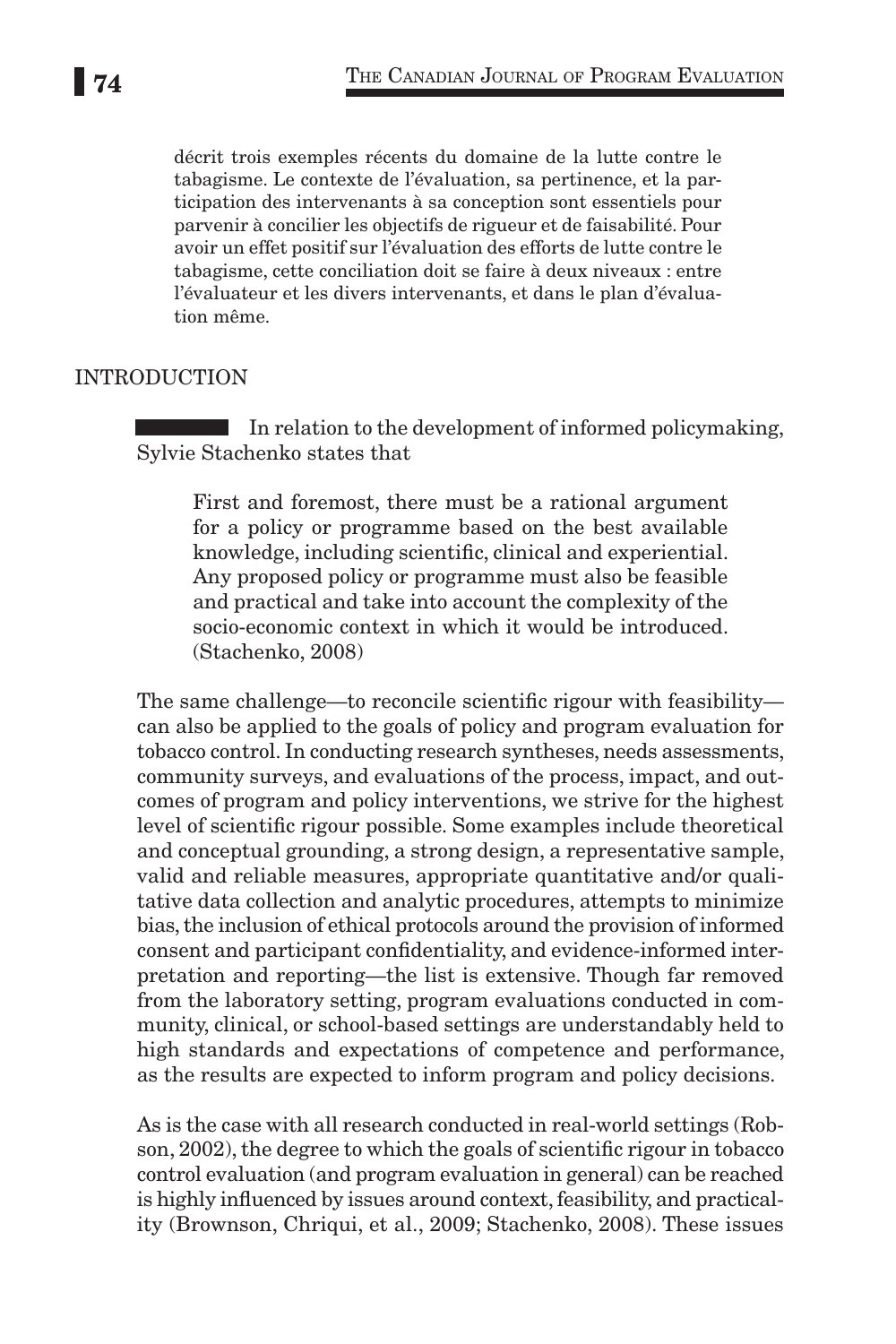décrit trois exemples récents du domaine de la lutte contre le tabagisme. Le contexte de l'évaluation, sa pertinence, et la participation des intervenants à sa conception sont essentiels pour parvenir à concilier les objectifs de rigueur et de faisabilité. Pour avoir un effet positif sur l'évaluation des efforts de lutte contre le tabagisme, cette conciliation doit se faire à deux niveaux : entre l'évaluateur et les divers intervenants, et dans le plan d'évaluation même.

## INTRODUCTION

In relation to the development of informed policymaking, Sylvie Stachenko states that

> First and foremost, there must be a rational argument for a policy or programme based on the best available knowledge, including scientific, clinical and experiential. Any proposed policy or programme must also be feasible and practical and take into account the complexity of the socio-economic context in which it would be introduced. (Stachenko, 2008)

The same challenge—to reconcile scientific rigour with feasibility—can also be applied to the goals of policy and program evaluation for tobacco control. In conducting research syntheses, needs assessments, community surveys, and evaluations of the process, impact, and outcomes of program and policy interventions, we strive for the highest level of scientific rigour possible. Some examples include theoretical and conceptual grounding, a strong design, a representative sample, valid and reliable measures, appropriate quantitative and/or qualitative data collection and analytic procedures, attempts to minimize bias, the inclusion of ethical protocols around the provision of informed consent and participant confidentiality, and evidence-informed interpretation and reporting—the list is extensive. Though far removed from the laboratory setting, program evaluations conducted in community, clinical, or school-based settings are understandably held to high standards and expectations of competence and performance, as the results are expected to inform program and policy decisions.

As is the case with all research conducted in real-world settings (Robson, 2002), the degree to which the goals of scientific rigour in tobacco control evaluation (and program evaluation in general) can be reached is highly influenced by issues around context, feasibility, and practicality (Brownson, Chriqui, et al., 2009; Stachenko, 2008). These issues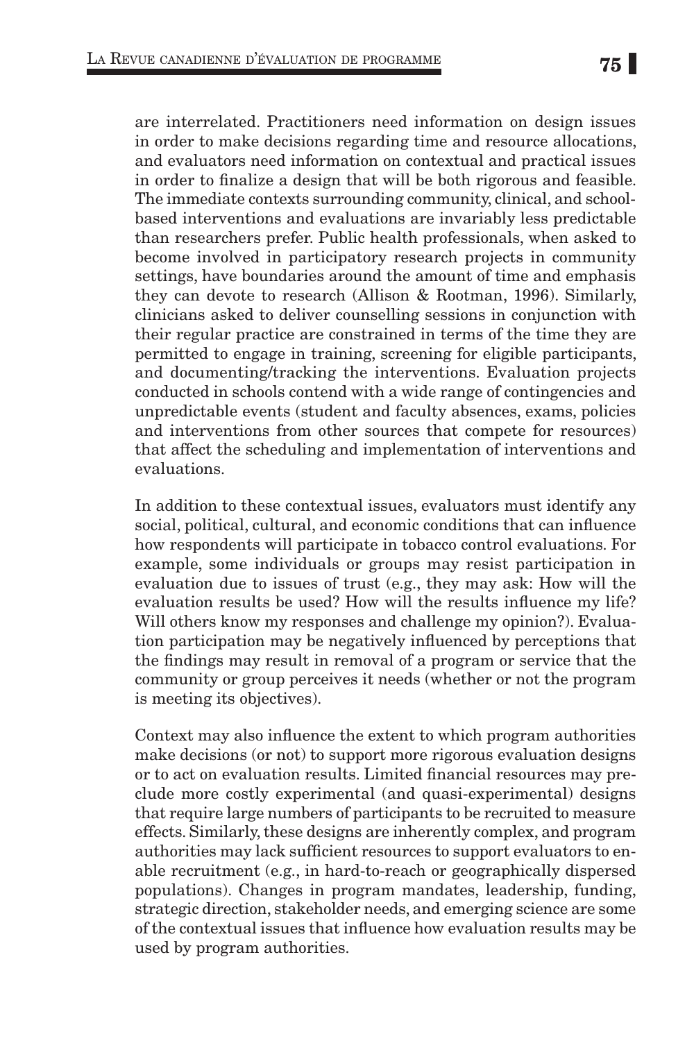are interrelated. Practitioners need information on design issues in order to make decisions regarding time and resource allocations, and evaluators need information on contextual and practical issues in order to finalize a design that will be both rigorous and feasible. The immediate contexts surrounding community, clinical, and school-based interventions and evaluations are invariably less predictable than researchers prefer. Public health professionals, when asked to become involved in participatory research projects in community settings, have boundaries around the amount of time and emphasis they can devote to research (Allison & Rootman, 1996). Similarly, clinicians asked to deliver counselling sessions in conjunction with their regular practice are constrained in terms of the time they are permitted to engage in training, screening for eligible participants, and documenting/tracking the interventions. Evaluation projects conducted in schools contend with a wide range of contingencies and unpredictable events (student and faculty absences, exams, policies and interventions from other sources that compete for resources) that affect the scheduling and implementation of interventions and evaluations.

In addition to these contextual issues, evaluators must identify any social, political, cultural, and economic conditions that can influence how respondents will participate in tobacco control evaluations. For example, some individuals or groups may resist participation in evaluation due to issues of trust (e.g., they may ask: How will the evaluation results be used? How will the results influence my life? Will others know my responses and challenge my opinion?). Evaluation participation may be negatively influenced by perceptions that the findings may result in removal of a program or service that the community or group perceives it needs (whether or not the program is meeting its objectives).

Context may also influence the extent to which program authorities make decisions (or not) to support more rigorous evaluation designs or to act on evaluation results. Limited financial resources may preclude more costly experimental (and quasi-experimental) designs that require large numbers of participants to be recruited to measure effects. Similarly, these designs are inherently complex, and program authorities may lack sufficient resources to support evaluators to enable recruitment (e.g., in hard-to-reach or geographically dispersed populations). Changes in program mandates, leadership, funding, strategic direction, stakeholder needs, and emerging science are some of the contextual issues that influence how evaluation results may be used by program authorities.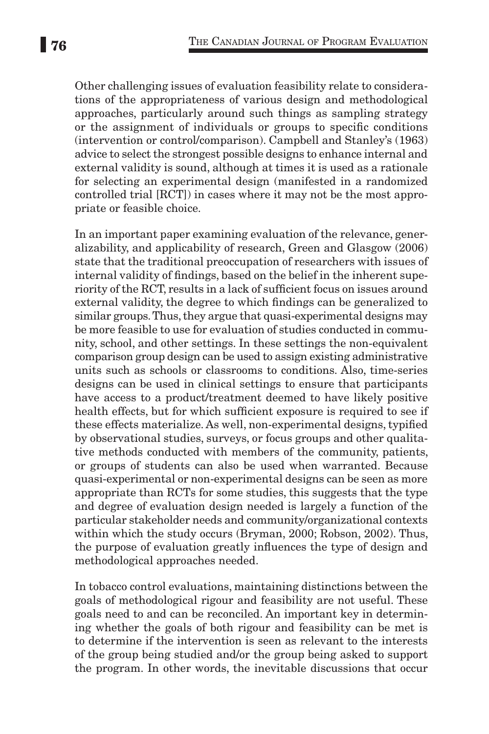Other challenging issues of evaluation feasibility relate to considerations of the appropriateness of various design and methodological approaches, particularly around such things as sampling strategy or the assignment of individuals or groups to specific conditions (intervention or control/comparison). Campbell and Stanley's (1963) advice to select the strongest possible designs to enhance internal and external validity is sound, although at times it is used as a rationale for selecting an experimental design (manifested in a randomized controlled trial [RCT]) in cases where it may not be the most appropriate or feasible choice.

In an important paper examining evaluation of the relevance, generalizability, and applicability of research, Green and Glasgow (2006) state that the traditional preoccupation of researchers with issues of internal validity of findings, based on the belief in the inherent superiority of the RCT, results in a lack of sufficient focus on issues around external validity, the degree to which findings can be generalized to similar groups. Thus, they argue that quasi-experimental designs may be more feasible to use for evaluation of studies conducted in community, school, and other settings. In these settings the non-equivalent comparison group design can be used to assign existing administrative units such as schools or classrooms to conditions. Also, time-series designs can be used in clinical settings to ensure that participants have access to a product/treatment deemed to have likely positive health effects, but for which sufficient exposure is required to see if these effects materialize. As well, non-experimental designs, typified by observational studies, surveys, or focus groups and other qualitative methods conducted with members of the community, patients, or groups of students can also be used when warranted. Because quasi-experimental or non-experimental designs can be seen as more appropriate than RCTs for some studies, this suggests that the type and degree of evaluation design needed is largely a function of the particular stakeholder needs and community/organizational contexts within which the study occurs (Bryman, 2000; Robson, 2002). Thus, the purpose of evaluation greatly influences the type of design and methodological approaches needed.

In tobacco control evaluations, maintaining distinctions between the goals of methodological rigour and feasibility are not useful. These goals need to and can be reconciled. An important key in determining whether the goals of both rigour and feasibility can be met is to determine if the intervention is seen as relevant to the interests of the group being studied and/or the group being asked to support the program. In other words, the inevitable discussions that occur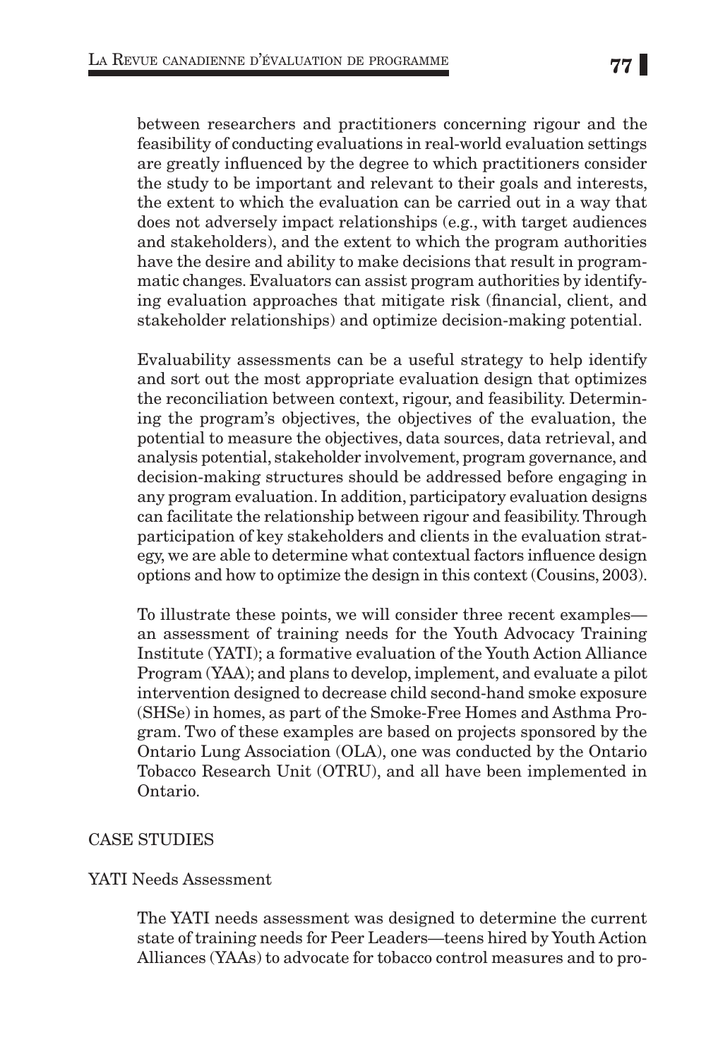between researchers and practitioners concerning rigour and the feasibility of conducting evaluations in real-world evaluation settings are greatly influenced by the degree to which practitioners consider the study to be important and relevant to their goals and interests, the extent to which the evaluation can be carried out in a way that does not adversely impact relationships (e.g., with target audiences and stakeholders), and the extent to which the program authorities have the desire and ability to make decisions that result in programmatic changes. Evaluators can assist program authorities by identifying evaluation approaches that mitigate risk (financial, client, and stakeholder relationships) and optimize decision-making potential.

Evaluability assessments can be a useful strategy to help identify and sort out the most appropriate evaluation design that optimizes the reconciliation between context, rigour, and feasibility. Determining the program's objectives, the objectives of the evaluation, the potential to measure the objectives, data sources, data retrieval, and analysis potential, stakeholder involvement, program governance, and decision-making structures should be addressed before engaging in any program evaluation. In addition, participatory evaluation designs can facilitate the relationship between rigour and feasibility. Through participation of key stakeholders and clients in the evaluation strategy, we are able to determine what contextual factors influence design options and how to optimize the design in this context (Cousins, 2003).

To illustrate these points, we will consider three recent examples—an assessment of training needs for the Youth Advocacy Training Institute (YATI); a formative evaluation of the Youth Action Alliance Program (YAA); and plans to develop, implement, and evaluate a pilot intervention designed to decrease child second-hand smoke exposure (SHSe) in homes, as part of the Smoke-Free Homes and Asthma Program. Two of these examples are based on projects sponsored by the Ontario Lung Association (OLA), one was conducted by the Ontario Tobacco Research Unit (OTRU), and all have been implemented in Ontario.

## CASE STUDIES

### YATI Needs Assessment

The YATI needs assessment was designed to determine the current state of training needs for Peer Leaders—teens hired by Youth Action Alliances (YAAs) to advocate for tobacco control measures and to pro-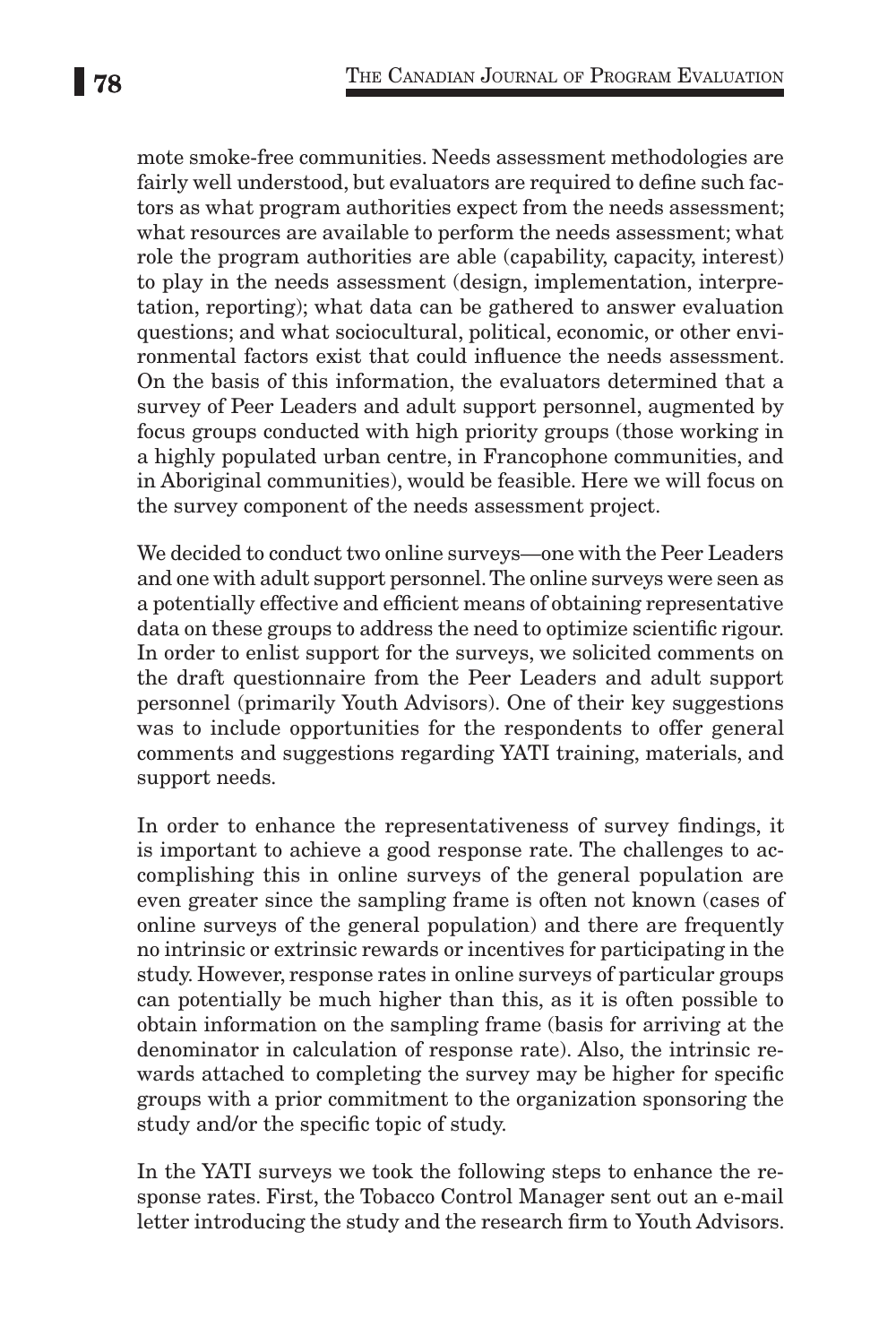mote smoke-free communities. Needs assessment methodologies are fairly well understood, but evaluators are required to define such factors as what program authorities expect from the needs assessment; what resources are available to perform the needs assessment; what role the program authorities are able (capability, capacity, interest) to play in the needs assessment (design, implementation, interpretation, reporting); what data can be gathered to answer evaluation questions; and what sociocultural, political, economic, or other environmental factors exist that could influence the needs assessment. On the basis of this information, the evaluators determined that a survey of Peer Leaders and adult support personnel, augmented by focus groups conducted with high priority groups (those working in a highly populated urban centre, in Francophone communities, and in Aboriginal communities), would be feasible. Here we will focus on the survey component of the needs assessment project.

We decided to conduct two online surveys—one with the Peer Leaders and one with adult support personnel. The online surveys were seen as a potentially effective and efficient means of obtaining representative data on these groups to address the need to optimize scientific rigour. In order to enlist support for the surveys, we solicited comments on the draft questionnaire from the Peer Leaders and adult support personnel (primarily Youth Advisors). One of their key suggestions was to include opportunities for the respondents to offer general comments and suggestions regarding YATI training, materials, and support needs.

In order to enhance the representativeness of survey findings, it is important to achieve a good response rate. The challenges to accomplishing this in online surveys of the general population are even greater since the sampling frame is often not known (cases of online surveys of the general population) and there are frequently no intrinsic or extrinsic rewards or incentives for participating in the study. However, response rates in online surveys of particular groups can potentially be much higher than this, as it is often possible to obtain information on the sampling frame (basis for arriving at the denominator in calculation of response rate). Also, the intrinsic rewards attached to completing the survey may be higher for specific groups with a prior commitment to the organization sponsoring the study and/or the specific topic of study.

In the YATI surveys we took the following steps to enhance the response rates. First, the Tobacco Control Manager sent out an e-mail letter introducing the study and the research firm to Youth Advisors.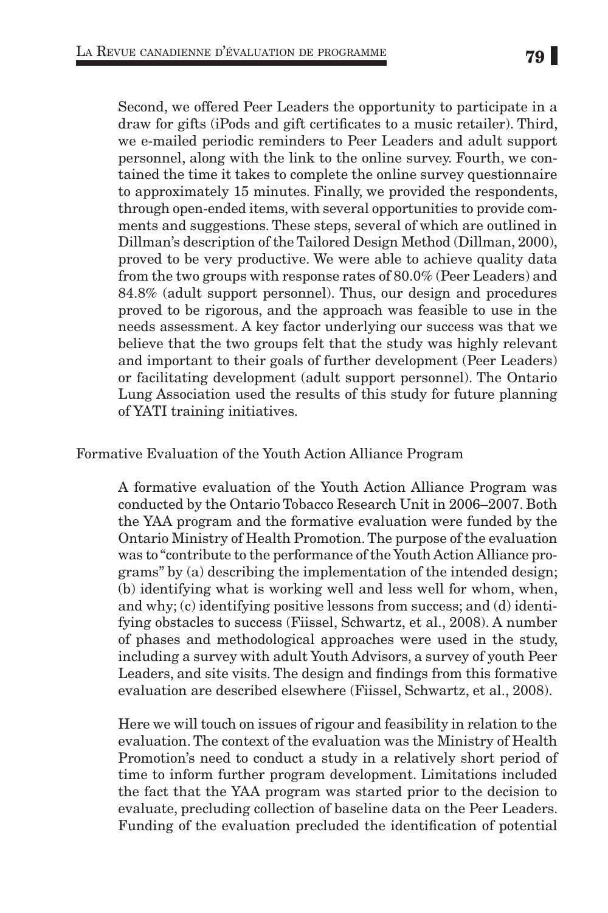Second, we offered Peer Leaders the opportunity to participate in a draw for gifts (iPods and gift certificates to a music retailer). Third, we e-mailed periodic reminders to Peer Leaders and adult support personnel, along with the link to the online survey. Fourth, we contained the time it takes to complete the online survey questionnaire to approximately 15 minutes. Finally, we provided the respondents, through open-ended items, with several opportunities to provide comments and suggestions. These steps, several of which are outlined in Dillman's description of the Tailored Design Method (Dillman, 2000), proved to be very productive. We were able to achieve quality data from the two groups with response rates of 80.0% (Peer Leaders) and 84.8% (adult support personnel). Thus, our design and procedures proved to be rigorous, and the approach was feasible to use in the needs assessment. A key factor underlying our success was that we believe that the two groups felt that the study was highly relevant and important to their goals of further development (Peer Leaders) or facilitating development (adult support personnel). The Ontario Lung Association used the results of this study for future planning of YATI training initiatives.

## Formative Evaluation of the Youth Action Alliance Program

A formative evaluation of the Youth Action Alliance Program was conducted by the Ontario Tobacco Research Unit in 2006–2007. Both the YAA program and the formative evaluation were funded by the Ontario Ministry of Health Promotion. The purpose of the evaluation was to "contribute to the performance of the Youth Action Alliance programs" by (a) describing the implementation of the intended design; (b) identifying what is working well and less well for whom, when, and why; (c) identifying positive lessons from success; and (d) identifying obstacles to success (Fiissel, Schwartz, et al., 2008). A number of phases and methodological approaches were used in the study, including a survey with adult Youth Advisors, a survey of youth Peer Leaders, and site visits. The design and findings from this formative evaluation are described elsewhere (Fiissel, Schwartz, et al., 2008).

Here we will touch on issues of rigour and feasibility in relation to the evaluation. The context of the evaluation was the Ministry of Health Promotion's need to conduct a study in a relatively short period of time to inform further program development. Limitations included the fact that the YAA program was started prior to the decision to evaluate, precluding collection of baseline data on the Peer Leaders. Funding of the evaluation precluded the identification of potential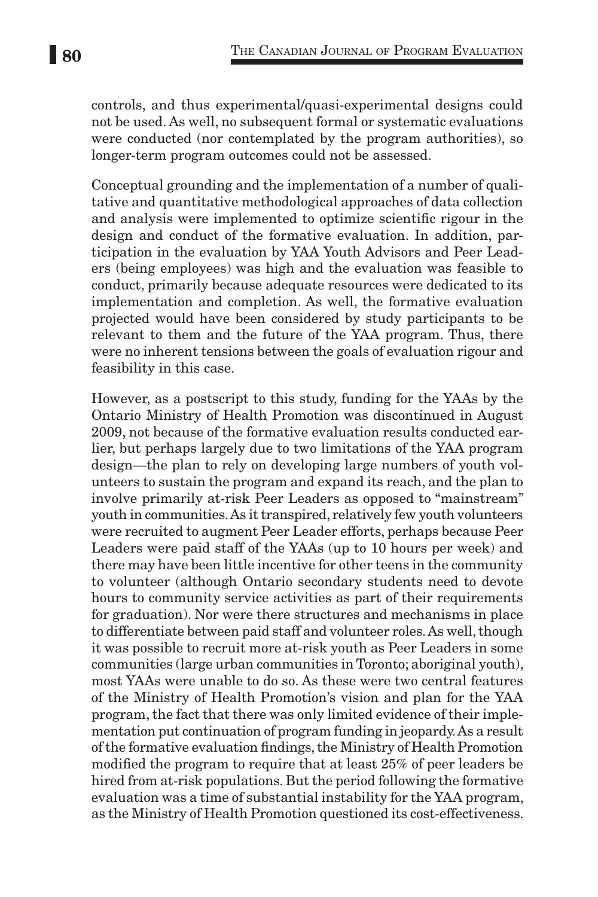controls, and thus experimental/quasi-experimental designs could not be used. As well, no subsequent formal or systematic evaluations were conducted (nor contemplated by the program authorities), so longer-term program outcomes could not be assessed.

Conceptual grounding and the implementation of a number of qualitative and quantitative methodological approaches of data collection and analysis were implemented to optimize scientific rigour in the design and conduct of the formative evaluation. In addition, participation in the evaluation by YAA Youth Advisors and Peer Leaders (being employees) was high and the evaluation was feasible to conduct, primarily because adequate resources were dedicated to its implementation and completion. As well, the formative evaluation projected would have been considered by study participants to be relevant to them and the future of the YAA program. Thus, there were no inherent tensions between the goals of evaluation rigour and feasibility in this case.

However, as a postscript to this study, funding for the YAAs by the Ontario Ministry of Health Promotion was discontinued in August 2009, not because of the formative evaluation results conducted earlier, but perhaps largely due to two limitations of the YAA program design—the plan to rely on developing large numbers of youth volunteers to sustain the program and expand its reach, and the plan to involve primarily at-risk Peer Leaders as opposed to "mainstream" youth in communities. As it transpired, relatively few youth volunteers were recruited to augment Peer Leader efforts, perhaps because Peer Leaders were paid staff of the YAAs (up to 10 hours per week) and there may have been little incentive for other teens in the community to volunteer (although Ontario secondary students need to devote hours to community service activities as part of their requirements for graduation). Nor were there structures and mechanisms in place to differentiate between paid staff and volunteer roles. As well, though it was possible to recruit more at-risk youth as Peer Leaders in some communities (large urban communities in Toronto; aboriginal youth), most YAAs were unable to do so. As these were two central features of the Ministry of Health Promotion's vision and plan for the YAA program, the fact that there was only limited evidence of their implementation put continuation of program funding in jeopardy. As a result of the formative evaluation findings, the Ministry of Health Promotion modified the program to require that at least 25% of peer leaders be hired from at-risk populations. But the period following the formative evaluation was a time of substantial instability for the YAA program, as the Ministry of Health Promotion questioned its cost-effectiveness.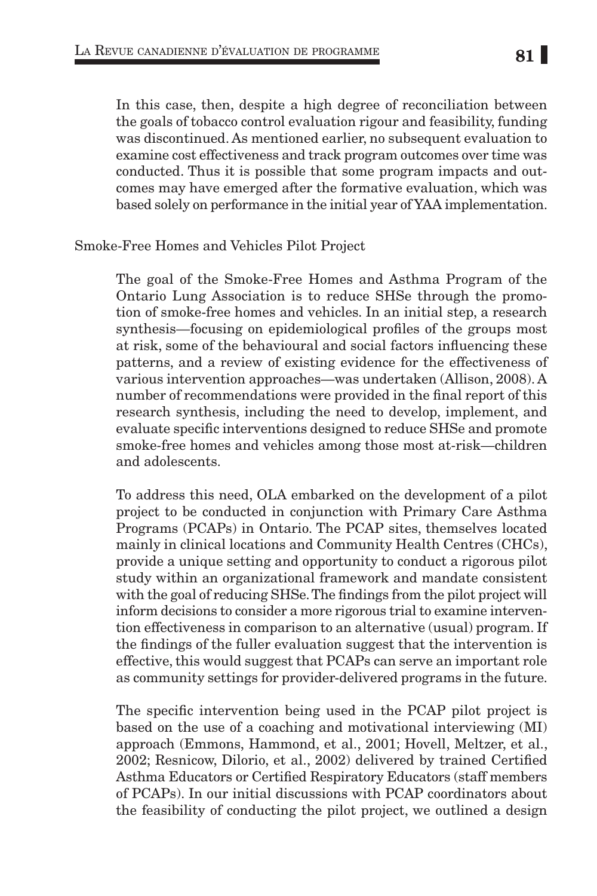In this case, then, despite a high degree of reconciliation between the goals of tobacco control evaluation rigour and feasibility, funding was discontinued. As mentioned earlier, no subsequent evaluation to examine cost effectiveness and track program outcomes over time was conducted. Thus it is possible that some program impacts and outcomes may have emerged after the formative evaluation, which was based solely on performance in the initial year of YAA implementation.

### Smoke-Free Homes and Vehicles Pilot Project

The goal of the Smoke-Free Homes and Asthma Program of the Ontario Lung Association is to reduce SHSe through the promotion of smoke-free homes and vehicles. In an initial step, a research synthesis—focusing on epidemiological profiles of the groups most at risk, some of the behavioural and social factors influencing these patterns, and a review of existing evidence for the effectiveness of various intervention approaches—was undertaken (Allison, 2008). A number of recommendations were provided in the final report of this research synthesis, including the need to develop, implement, and evaluate specific interventions designed to reduce SHSe and promote smoke-free homes and vehicles among those most at-risk—children and adolescents.

To address this need, OLA embarked on the development of a pilot project to be conducted in conjunction with Primary Care Asthma Programs (PCAPs) in Ontario. The PCAP sites, themselves located mainly in clinical locations and Community Health Centres (CHCs), provide a unique setting and opportunity to conduct a rigorous pilot study within an organizational framework and mandate consistent with the goal of reducing SHSe. The findings from the pilot project will inform decisions to consider a more rigorous trial to examine intervention effectiveness in comparison to an alternative (usual) program. If the findings of the fuller evaluation suggest that the intervention is effective, this would suggest that PCAPs can serve an important role as community settings for provider-delivered programs in the future.

The specific intervention being used in the PCAP pilot project is based on the use of a coaching and motivational interviewing (MI) approach (Emmons, Hammond, et al., 2001; Hovell, Meltzer, et al., 2002; Resnicow, Dilorio, et al., 2002) delivered by trained Certified Asthma Educators or Certified Respiratory Educators (staff members of PCAPs). In our initial discussions with PCAP coordinators about the feasibility of conducting the pilot project, we outlined a design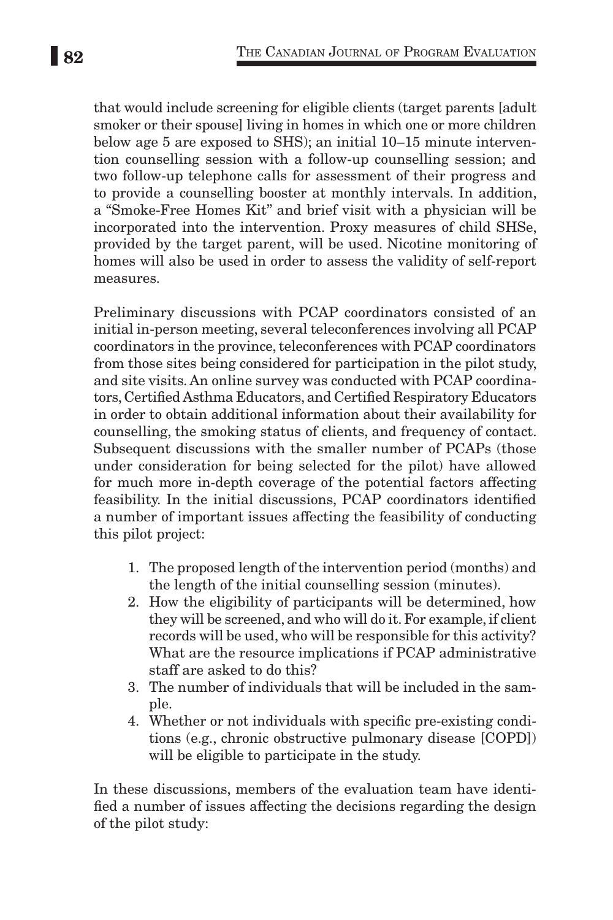that would include screening for eligible clients (target parents [adult smoker or their spouse] living in homes in which one or more children below age 5 are exposed to SHS); an initial 10–15 minute intervention counselling session with a follow-up counselling session; and two follow-up telephone calls for assessment of their progress and to provide a counselling booster at monthly intervals. In addition, a "Smoke-Free Homes Kit" and brief visit with a physician will be incorporated into the intervention. Proxy measures of child SHSe, provided by the target parent, will be used. Nicotine monitoring of homes will also be used in order to assess the validity of self-report measures.

Preliminary discussions with PCAP coordinators consisted of an initial in-person meeting, several teleconferences involving all PCAP coordinators in the province, teleconferences with PCAP coordinators from those sites being considered for participation in the pilot study, and site visits. An online survey was conducted with PCAP coordinators, Certified Asthma Educators, and Certified Respiratory Educators in order to obtain additional information about their availability for counselling, the smoking status of clients, and frequency of contact. Subsequent discussions with the smaller number of PCAPs (those under consideration for being selected for the pilot) have allowed for much more in-depth coverage of the potential factors affecting feasibility. In the initial discussions, PCAP coordinators identified a number of important issues affecting the feasibility of conducting this pilot project:

1. The proposed length of the intervention period (months) and the length of the initial counselling session (minutes).
2. How the eligibility of participants will be determined, how they will be screened, and who will do it. For example, if client records will be used, who will be responsible for this activity? What are the resource implications if PCAP administrative staff are asked to do this?
3. The number of individuals that will be included in the sample.
4. Whether or not individuals with specific pre-existing conditions (e.g., chronic obstructive pulmonary disease [COPD]) will be eligible to participate in the study.

In these discussions, members of the evaluation team have identified a number of issues affecting the decisions regarding the design of the pilot study: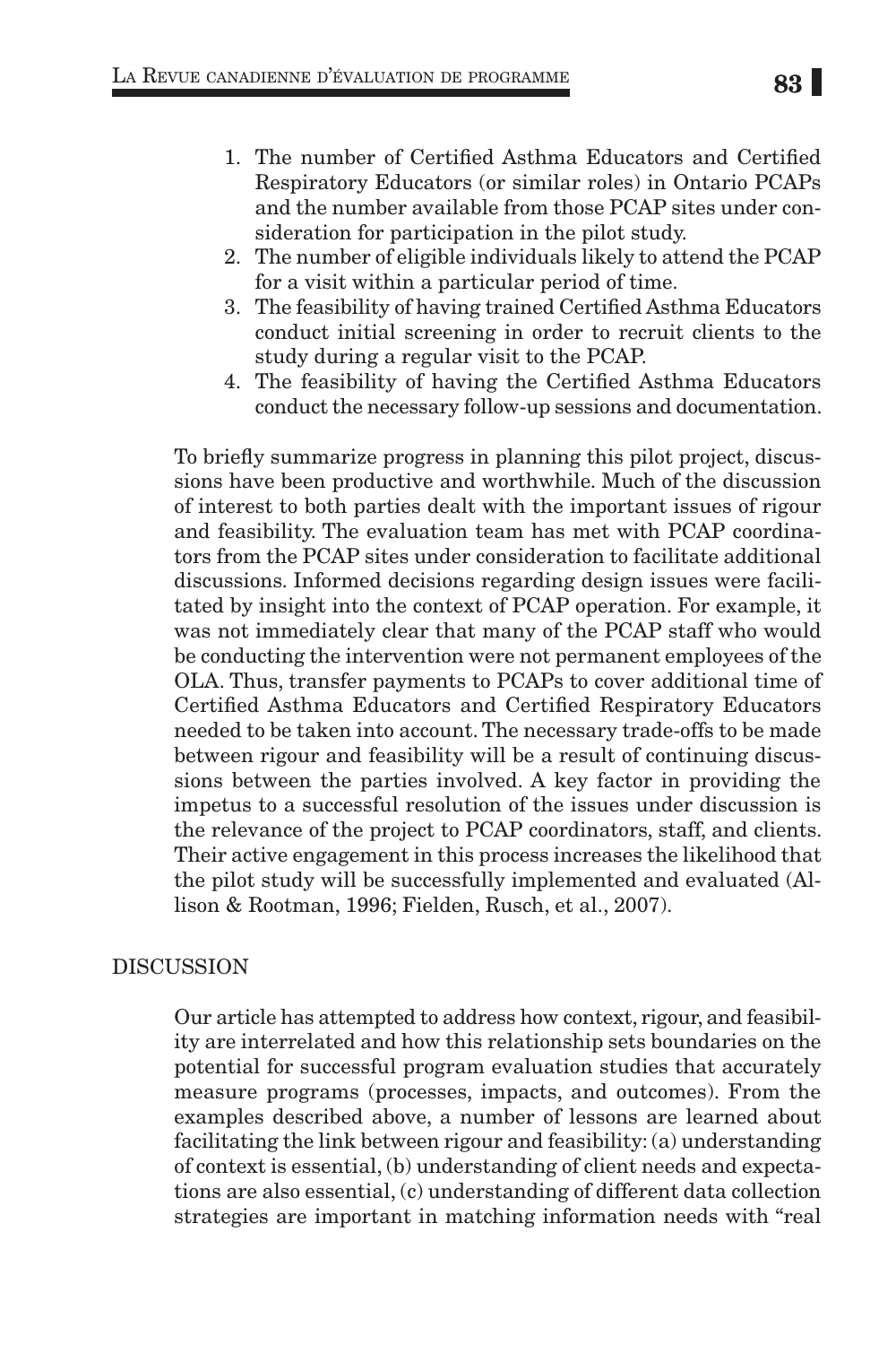1. The number of Certified Asthma Educators and Certified Respiratory Educators (or similar roles) in Ontario PCAPs and the number available from those PCAP sites under consideration for participation in the pilot study.
2. The number of eligible individuals likely to attend the PCAP for a visit within a particular period of time.
3. The feasibility of having trained Certified Asthma Educators conduct initial screening in order to recruit clients to the study during a regular visit to the PCAP.
4. The feasibility of having the Certified Asthma Educators conduct the necessary follow-up sessions and documentation.

To briefly summarize progress in planning this pilot project, discussions have been productive and worthwhile. Much of the discussion of interest to both parties dealt with the important issues of rigour and feasibility. The evaluation team has met with PCAP coordinators from the PCAP sites under consideration to facilitate additional discussions. Informed decisions regarding design issues were facilitated by insight into the context of PCAP operation. For example, it was not immediately clear that many of the PCAP staff who would be conducting the intervention were not permanent employees of the OLA. Thus, transfer payments to PCAPs to cover additional time of Certified Asthma Educators and Certified Respiratory Educators needed to be taken into account. The necessary trade-offs to be made between rigour and feasibility will be a result of continuing discussions between the parties involved. A key factor in providing the impetus to a successful resolution of the issues under discussion is the relevance of the project to PCAP coordinators, staff, and clients. Their active engagement in this process increases the likelihood that the pilot study will be successfully implemented and evaluated (Allison & Rootman, 1996; Fielden, Rusch, et al., 2007).

## DISCUSSION

Our article has attempted to address how context, rigour, and feasibility are interrelated and how this relationship sets boundaries on the potential for successful program evaluation studies that accurately measure programs (processes, impacts, and outcomes). From the examples described above, a number of lessons are learned about facilitating the link between rigour and feasibility: (a) understanding of context is essential, (b) understanding of client needs and expectations are also essential, (c) understanding of different data collection strategies are important in matching information needs with "real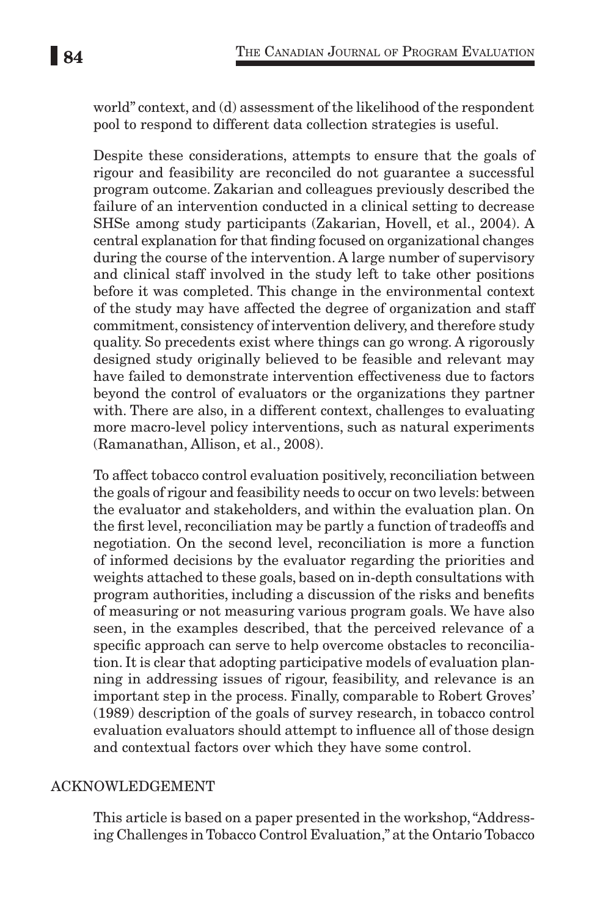world" context, and (d) assessment of the likelihood of the respondent pool to respond to different data collection strategies is useful.

Despite these considerations, attempts to ensure that the goals of rigour and feasibility are reconciled do not guarantee a successful program outcome. Zakarian and colleagues previously described the failure of an intervention conducted in a clinical setting to decrease SHSe among study participants (Zakarian, Hovell, et al., 2004). A central explanation for that finding focused on organizational changes during the course of the intervention. A large number of supervisory and clinical staff involved in the study left to take other positions before it was completed. This change in the environmental context of the study may have affected the degree of organization and staff commitment, consistency of intervention delivery, and therefore study quality. So precedents exist where things can go wrong. A rigorously designed study originally believed to be feasible and relevant may have failed to demonstrate intervention effectiveness due to factors beyond the control of evaluators or the organizations they partner with. There are also, in a different context, challenges to evaluating more macro-level policy interventions, such as natural experiments (Ramanathan, Allison, et al., 2008).

To affect tobacco control evaluation positively, reconciliation between the goals of rigour and feasibility needs to occur on two levels: between the evaluator and stakeholders, and within the evaluation plan. On the first level, reconciliation may be partly a function of tradeoffs and negotiation. On the second level, reconciliation is more a function of informed decisions by the evaluator regarding the priorities and weights attached to these goals, based on in-depth consultations with program authorities, including a discussion of the risks and benefits of measuring or not measuring various program goals. We have also seen, in the examples described, that the perceived relevance of a specific approach can serve to help overcome obstacles to reconciliation. It is clear that adopting participative models of evaluation planning in addressing issues of rigour, feasibility, and relevance is an important step in the process. Finally, comparable to Robert Groves' (1989) description of the goals of survey research, in tobacco control evaluation evaluators should attempt to influence all of those design and contextual factors over which they have some control.

## ACKNOWLEDGEMENT

This article is based on a paper presented in the workshop, "Addressing Challenges in Tobacco Control Evaluation," at the Ontario Tobacco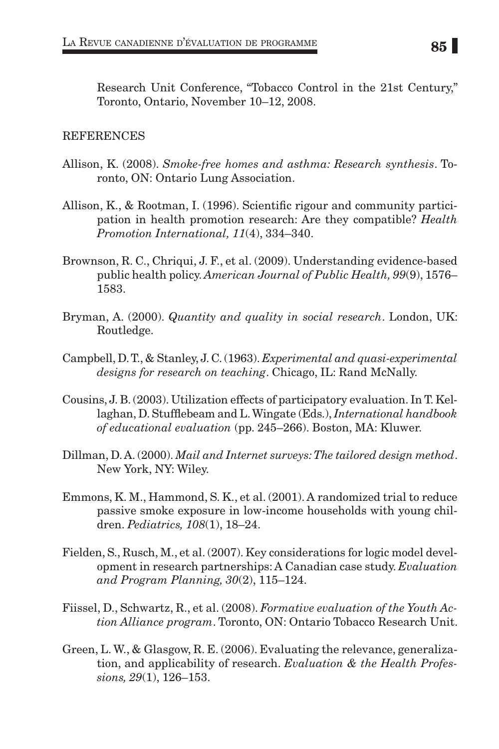Research Unit Conference, "Tobacco Control in the 21st Century," Toronto, Ontario, November 10–12, 2008.

## REFERENCES

Allison, K. (2008). *Smoke-free homes and asthma: Research synthesis*. Toronto, ON: Ontario Lung Association.

Allison, K., & Rootman, I. (1996). Scientific rigour and community participation in health promotion research: Are they compatible? *Health Promotion International, 11*(4), 334–340.

Brownson, R. C., Chriqui, J. F., et al. (2009). Understanding evidence-based public health policy. *American Journal of Public Health, 99*(9), 1576–1583.

Bryman, A. (2000). *Quantity and quality in social research*. London, UK: Routledge.

Campbell, D. T., & Stanley, J. C. (1963). *Experimental and quasi-experimental designs for research on teaching*. Chicago, IL: Rand McNally.

Cousins, J. B. (2003). Utilization effects of participatory evaluation. In T. Kellaghan, D. Stufflebeam and L. Wingate (Eds.), *International handbook of educational evaluation* (pp. 245–266). Boston, MA: Kluwer.

Dillman, D. A. (2000). *Mail and Internet surveys: The tailored design method*. New York, NY: Wiley.

Emmons, K. M., Hammond, S. K., et al. (2001). A randomized trial to reduce passive smoke exposure in low-income households with young children. *Pediatrics, 108*(1), 18–24.

Fielden, S., Rusch, M., et al. (2007). Key considerations for logic model development in research partnerships: A Canadian case study. *Evaluation and Program Planning, 30*(2), 115–124.

Fiissel, D., Schwartz, R., et al. (2008). *Formative evaluation of the Youth Action Alliance program*. Toronto, ON: Ontario Tobacco Research Unit.

Green, L. W., & Glasgow, R. E. (2006). Evaluating the relevance, generalization, and applicability of research. *Evaluation & the Health Professions, 29*(1), 126–153.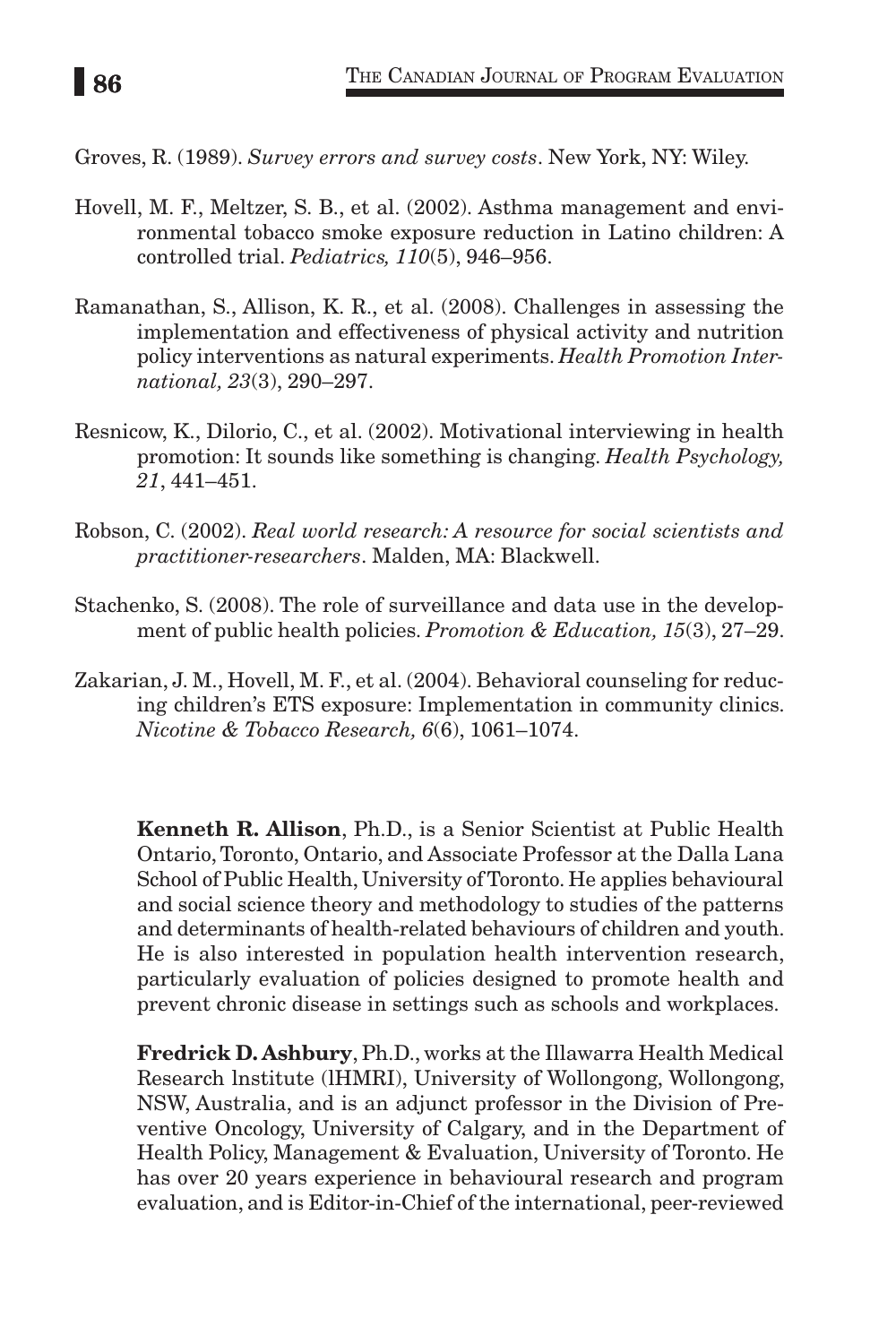Groves, R. (1989). *Survey errors and survey costs*. New York, NY: Wiley.

Hovell, M. F., Meltzer, S. B., et al. (2002). Asthma management and environmental tobacco smoke exposure reduction in Latino children: A controlled trial. *Pediatrics, 110*(5), 946–956.

Ramanathan, S., Allison, K. R., et al. (2008). Challenges in assessing the implementation and effectiveness of physical activity and nutrition policy interventions as natural experiments. *Health Promotion International, 23*(3), 290–297.

Resnicow, K., Dilorio, C., et al. (2002). Motivational interviewing in health promotion: It sounds like something is changing. *Health Psychology, 21*, 441–451.

Robson, C. (2002). *Real world research: A resource for social scientists and practitioner-researchers*. Malden, MA: Blackwell.

Stachenko, S. (2008). The role of surveillance and data use in the development of public health policies. *Promotion & Education, 15*(3), 27–29.

Zakarian, J. M., Hovell, M. F., et al. (2004). Behavioral counseling for reducing children's ETS exposure: Implementation in community clinics. *Nicotine & Tobacco Research, 6*(6), 1061–1074.

**Kenneth R. Allison**, Ph.D., is a Senior Scientist at Public Health Ontario, Toronto, Ontario, and Associate Professor at the Dalla Lana School of Public Health, University of Toronto. He applies behavioural and social science theory and methodology to studies of the patterns and determinants of health-related behaviours of children and youth. He is also interested in population health intervention research, particularly evaluation of policies designed to promote health and prevent chronic disease in settings such as schools and workplaces.

**Fredrick D. Ashbury**, Ph.D., works at the Illawarra Health Medical Research lnstitute (lHMRI), University of Wollongong, Wollongong, NSW, Australia, and is an adjunct professor in the Division of Preventive Oncology, University of Calgary, and in the Department of Health Policy, Management & Evaluation, University of Toronto. He has over 20 years experience in behavioural research and program evaluation, and is Editor-in-Chief of the international, peer-reviewed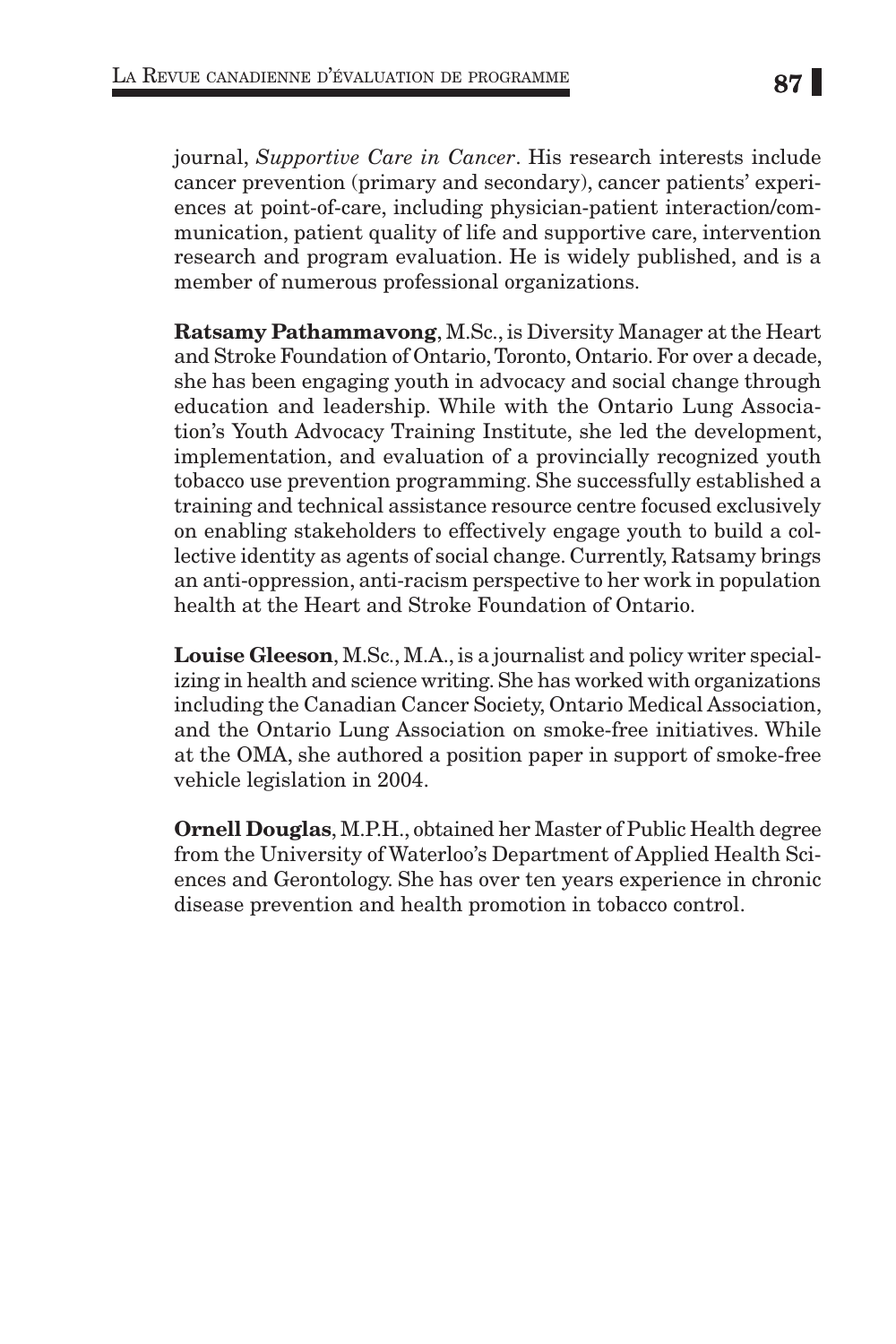journal, *Supportive Care in Cancer*. His research interests include cancer prevention (primary and secondary), cancer patients' experiences at point-of-care, including physician-patient interaction/communication, patient quality of life and supportive care, intervention research and program evaluation. He is widely published, and is a member of numerous professional organizations.

**Ratsamy Pathammavong**, M.Sc., is Diversity Manager at the Heart and Stroke Foundation of Ontario, Toronto, Ontario. For over a decade, she has been engaging youth in advocacy and social change through education and leadership. While with the Ontario Lung Association's Youth Advocacy Training Institute, she led the development, implementation, and evaluation of a provincially recognized youth tobacco use prevention programming. She successfully established a training and technical assistance resource centre focused exclusively on enabling stakeholders to effectively engage youth to build a collective identity as agents of social change. Currently, Ratsamy brings an anti-oppression, anti-racism perspective to her work in population health at the Heart and Stroke Foundation of Ontario.

**Louise Gleeson**, M.Sc., M.A., is a journalist and policy writer specializing in health and science writing. She has worked with organizations including the Canadian Cancer Society, Ontario Medical Association, and the Ontario Lung Association on smoke-free initiatives. While at the OMA, she authored a position paper in support of smoke-free vehicle legislation in 2004.

**Ornell Douglas**, M.P.H., obtained her Master of Public Health degree from the University of Waterloo's Department of Applied Health Sciences and Gerontology. She has over ten years experience in chronic disease prevention and health promotion in tobacco control.